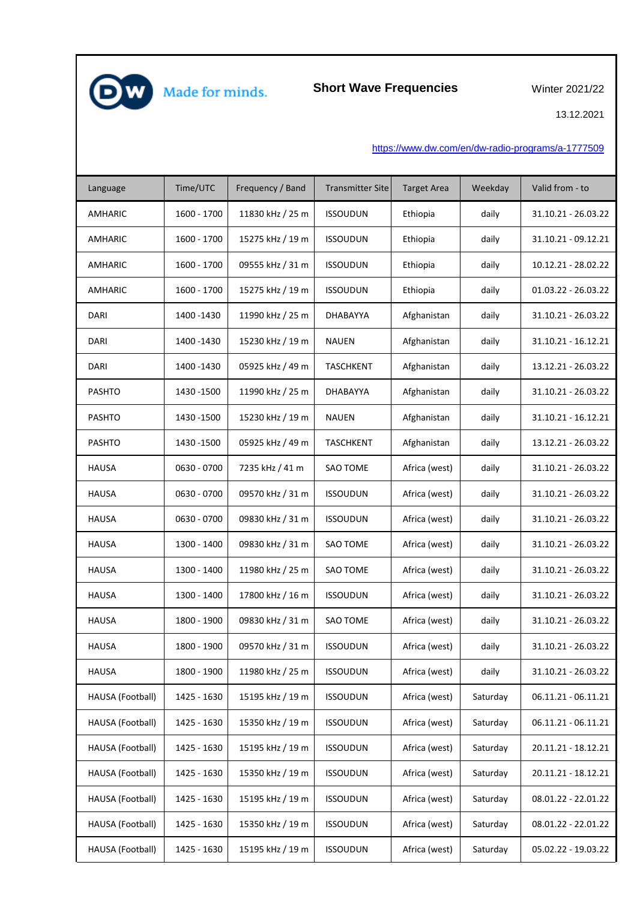Made for minds.

# Short Wave Frequencies

Winter 2021/22

13.12.2021

https://www.dw.com/en/dw-radio-programs/a-1777509

| Language | Time/UTC | Frequency / Band | Transmitter Site | Target Area | Weekday | Valid from - to |
|---|---|---|---|---|---|---|
| AMHARIC | 1600 - 1700 | 11830 kHz / 25 m | ISSOUDUN | Ethiopia | daily | 31.10.21 - 26.03.22 |
| AMHARIC | 1600 - 1700 | 15275 kHz / 19 m | ISSOUDUN | Ethiopia | daily | 31.10.21 - 09.12.21 |
| AMHARIC | 1600 - 1700 | 09555 kHz / 31 m | ISSOUDUN | Ethiopia | daily | 10.12.21 - 28.02.22 |
| AMHARIC | 1600 - 1700 | 15275 kHz / 19 m | ISSOUDUN | Ethiopia | daily | 01.03.22 - 26.03.22 |
| DARI | 1400 -1430 | 11990 kHz / 25 m | DHABAYYA | Afghanistan | daily | 31.10.21 - 26.03.22 |
| DARI | 1400 -1430 | 15230 kHz / 19 m | NAUEN | Afghanistan | daily | 31.10.21 - 16.12.21 |
| DARI | 1400 -1430 | 05925 kHz / 49 m | TASCHKENT | Afghanistan | daily | 13.12.21 - 26.03.22 |
| PASHTO | 1430 -1500 | 11990 kHz / 25 m | DHABAYYA | Afghanistan | daily | 31.10.21 - 26.03.22 |
| PASHTO | 1430 -1500 | 15230 kHz / 19 m | NAUEN | Afghanistan | daily | 31.10.21 - 16.12.21 |
| PASHTO | 1430 -1500 | 05925 kHz / 49 m | TASCHKENT | Afghanistan | daily | 13.12.21 - 26.03.22 |
| HAUSA | 0630 - 0700 | 7235 kHz / 41 m | SAO TOME | Africa (west) | daily | 31.10.21 - 26.03.22 |
| HAUSA | 0630 - 0700 | 09570 kHz / 31 m | ISSOUDUN | Africa (west) | daily | 31.10.21 - 26.03.22 |
| HAUSA | 0630 - 0700 | 09830 kHz / 31 m | ISSOUDUN | Africa (west) | daily | 31.10.21 - 26.03.22 |
| HAUSA | 1300 - 1400 | 09830 kHz / 31 m | SAO TOME | Africa (west) | daily | 31.10.21 - 26.03.22 |
| HAUSA | 1300 - 1400 | 11980 kHz / 25 m | SAO TOME | Africa (west) | daily | 31.10.21 - 26.03.22 |
| HAUSA | 1300 - 1400 | 17800 kHz / 16 m | ISSOUDUN | Africa (west) | daily | 31.10.21 - 26.03.22 |
| HAUSA | 1800 - 1900 | 09830 kHz / 31 m | SAO TOME | Africa (west) | daily | 31.10.21 - 26.03.22 |
| HAUSA | 1800 - 1900 | 09570 kHz / 31 m | ISSOUDUN | Africa (west) | daily | 31.10.21 - 26.03.22 |
| HAUSA | 1800 - 1900 | 11980 kHz / 25 m | ISSOUDUN | Africa (west) | daily | 31.10.21 - 26.03.22 |
| HAUSA (Football) | 1425 - 1630 | 15195 kHz / 19 m | ISSOUDUN | Africa (west) | Saturday | 06.11.21 - 06.11.21 |
| HAUSA (Football) | 1425 - 1630 | 15350 kHz / 19 m | ISSOUDUN | Africa (west) | Saturday | 06.11.21 - 06.11.21 |
| HAUSA (Football) | 1425 - 1630 | 15195 kHz / 19 m | ISSOUDUN | Africa (west) | Saturday | 20.11.21 - 18.12.21 |
| HAUSA (Football) | 1425 - 1630 | 15350 kHz / 19 m | ISSOUDUN | Africa (west) | Saturday | 20.11.21 - 18.12.21 |
| HAUSA (Football) | 1425 - 1630 | 15195 kHz / 19 m | ISSOUDUN | Africa (west) | Saturday | 08.01.22 - 22.01.22 |
| HAUSA (Football) | 1425 - 1630 | 15350 kHz / 19 m | ISSOUDUN | Africa (west) | Saturday | 08.01.22 - 22.01.22 |
| HAUSA (Football) | 1425 - 1630 | 15195 kHz / 19 m | ISSOUDUN | Africa (west) | Saturday | 05.02.22 - 19.03.22 |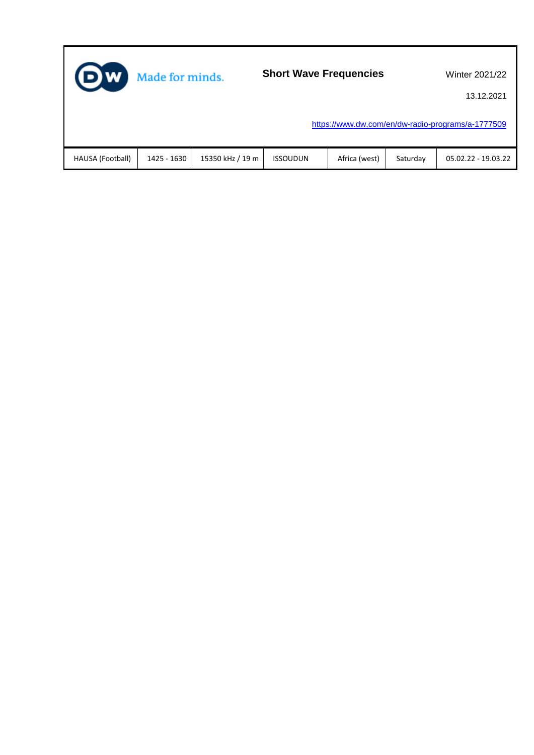DW Made for minds.

**Short Wave Frequencies**

Winter 2021/22

13.12.2021

https://www.dw.com/en/dw-radio-programs/a-1777509

| | | | | | | |
|---|---|---|---|---|---|---|
| HAUSA (Football) | 1425 - 1630 | 15350 kHz / 19 m | ISSOUDUN | Africa (west) | Saturday | 05.02.22 - 19.03.22 |